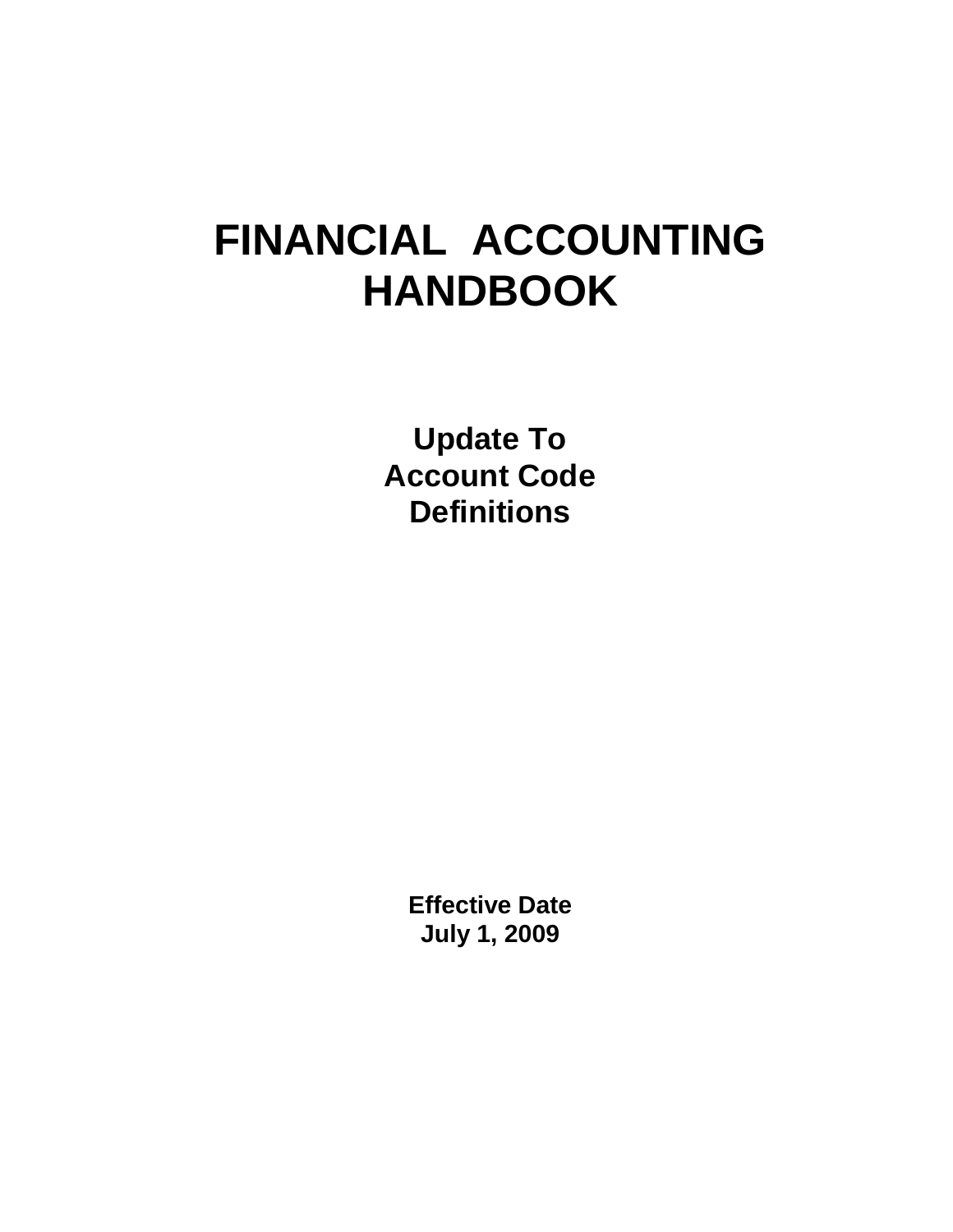# FINANCIAL ACCOUNTING HANDBOOK

## Update To Account Code Definitions

**Effective Date**
**July 1, 2009**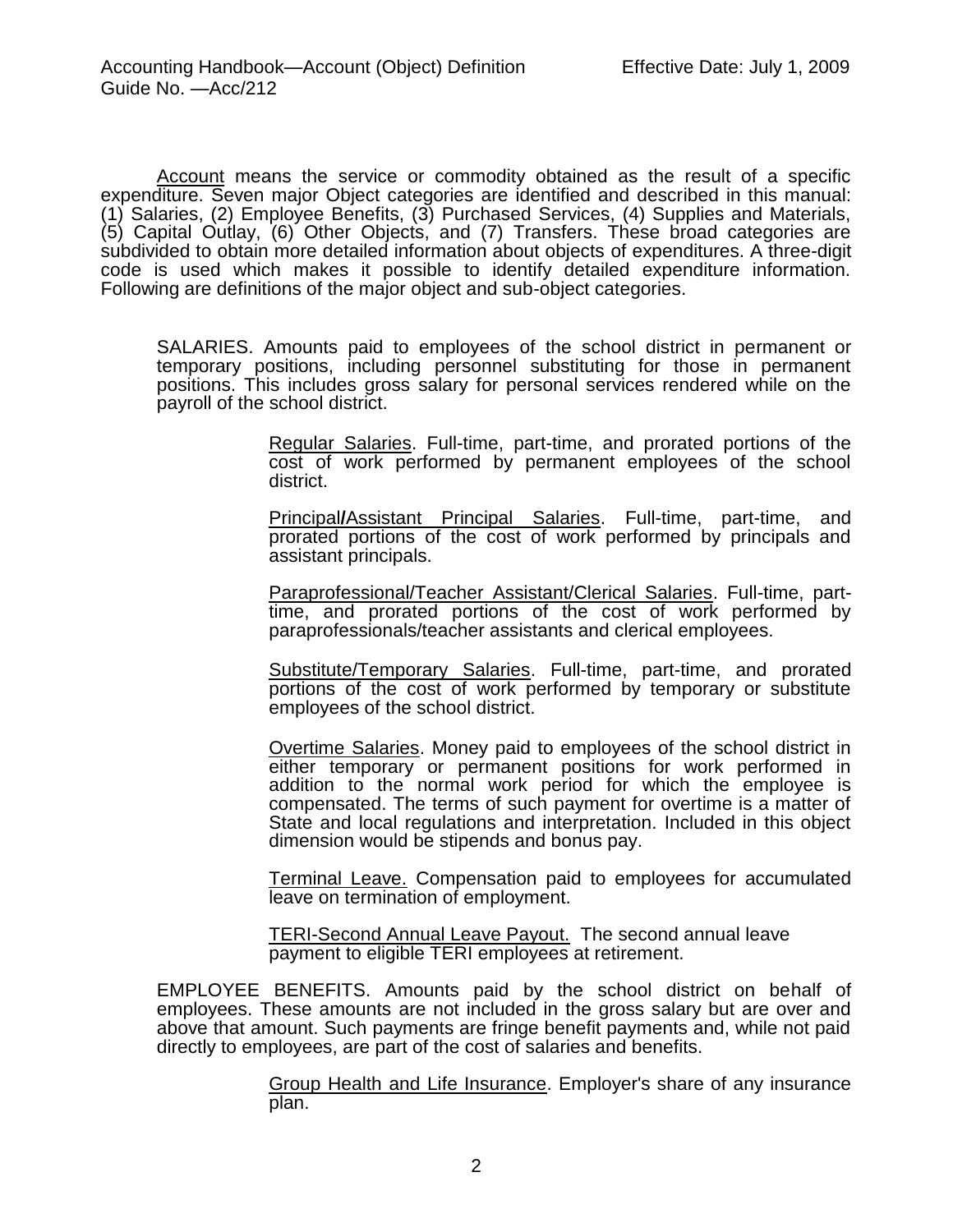Account means the service or commodity obtained as the result of a specific expenditure. Seven major Object categories are identified and described in this manual: (1) Salaries, (2) Employee Benefits, (3) Purchased Services, (4) Supplies and Materials, (5) Capital Outlay, (6) Other Objects, and (7) Transfers. These broad categories are subdivided to obtain more detailed information about objects of expenditures. A three-digit code is used which makes it possible to identify detailed expenditure information. Following are definitions of the major object and sub-object categories.

SALARIES. Amounts paid to employees of the school district in permanent or temporary positions, including personnel substituting for those in permanent positions. This includes gross salary for personal services rendered while on the payroll of the school district.

> Regular Salaries. Full-time, part-time, and prorated portions of the cost of work performed by permanent employees of the school district.
>
> Principal/Assistant Principal Salaries. Full-time, part-time, and prorated portions of the cost of work performed by principals and assistant principals.
>
> Paraprofessional/Teacher Assistant/Clerical Salaries. Full-time, part-time, and prorated portions of the cost of work performed by paraprofessionals/teacher assistants and clerical employees.
>
> Substitute/Temporary Salaries. Full-time, part-time, and prorated portions of the cost of work performed by temporary or substitute employees of the school district.
>
> Overtime Salaries. Money paid to employees of the school district in either temporary or permanent positions for work performed in addition to the normal work period for which the employee is compensated. The terms of such payment for overtime is a matter of State and local regulations and interpretation. Included in this object dimension would be stipends and bonus pay.
>
> Terminal Leave. Compensation paid to employees for accumulated leave on termination of employment.
>
> TERI-Second Annual Leave Payout. The second annual leave payment to eligible TERI employees at retirement.

EMPLOYEE BENEFITS. Amounts paid by the school district on behalf of employees. These amounts are not included in the gross salary but are over and above that amount. Such payments are fringe benefit payments and, while not paid directly to employees, are part of the cost of salaries and benefits.

> Group Health and Life Insurance. Employer's share of any insurance plan.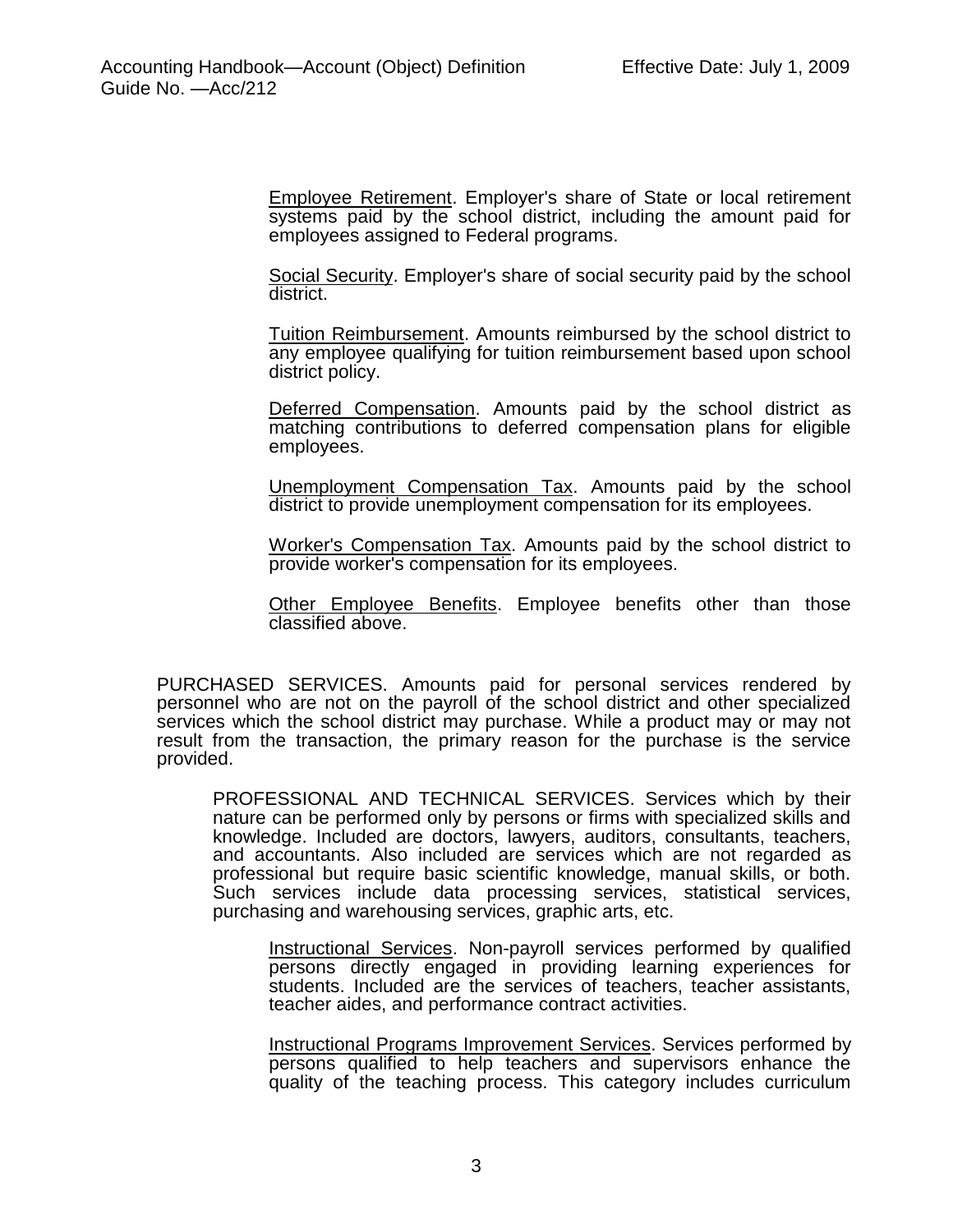Employee Retirement. Employer's share of State or local retirement systems paid by the school district, including the amount paid for employees assigned to Federal programs.

Social Security. Employer's share of social security paid by the school district.

Tuition Reimbursement. Amounts reimbursed by the school district to any employee qualifying for tuition reimbursement based upon school district policy.

Deferred Compensation. Amounts paid by the school district as matching contributions to deferred compensation plans for eligible employees.

Unemployment Compensation Tax. Amounts paid by the school district to provide unemployment compensation for its employees.

Worker's Compensation Tax. Amounts paid by the school district to provide worker's compensation for its employees.

Other Employee Benefits. Employee benefits other than those classified above.

PURCHASED SERVICES. Amounts paid for personal services rendered by personnel who are not on the payroll of the school district and other specialized services which the school district may purchase. While a product may or may not result from the transaction, the primary reason for the purchase is the service provided.

PROFESSIONAL AND TECHNICAL SERVICES. Services which by their nature can be performed only by persons or firms with specialized skills and knowledge. Included are doctors, lawyers, auditors, consultants, teachers, and accountants. Also included are services which are not regarded as professional but require basic scientific knowledge, manual skills, or both. Such services include data processing services, statistical services, purchasing and warehousing services, graphic arts, etc.

Instructional Services. Non-payroll services performed by qualified persons directly engaged in providing learning experiences for students. Included are the services of teachers, teacher assistants, teacher aides, and performance contract activities.

Instructional Programs Improvement Services. Services performed by persons qualified to help teachers and supervisors enhance the quality of the teaching process. This category includes curriculum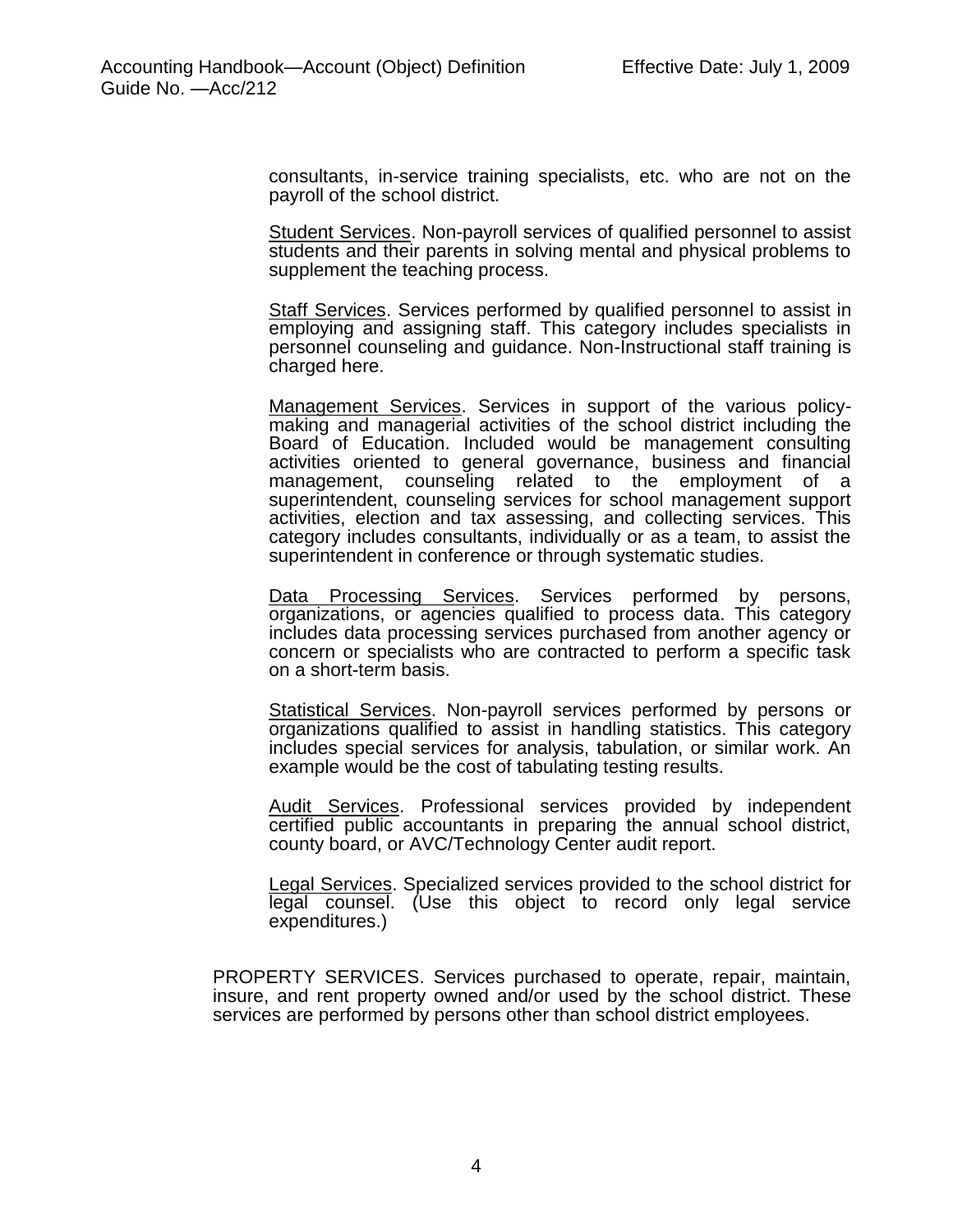consultants, in-service training specialists, etc. who are not on the payroll of the school district.

Student Services. Non-payroll services of qualified personnel to assist students and their parents in solving mental and physical problems to supplement the teaching process.

Staff Services. Services performed by qualified personnel to assist in employing and assigning staff. This category includes specialists in personnel counseling and guidance. Non-Instructional staff training is charged here.

Management Services. Services in support of the various policy-making and managerial activities of the school district including the Board of Education. Included would be management consulting activities oriented to general governance, business and financial management, counseling related to the employment of a superintendent, counseling services for school management support activities, election and tax assessing, and collecting services. This category includes consultants, individually or as a team, to assist the superintendent in conference or through systematic studies.

Data Processing Services. Services performed by persons, organizations, or agencies qualified to process data. This category includes data processing services purchased from another agency or concern or specialists who are contracted to perform a specific task on a short-term basis.

Statistical Services. Non-payroll services performed by persons or organizations qualified to assist in handling statistics. This category includes special services for analysis, tabulation, or similar work. An example would be the cost of tabulating testing results.

Audit Services. Professional services provided by independent certified public accountants in preparing the annual school district, county board, or AVC/Technology Center audit report.

Legal Services. Specialized services provided to the school district for legal counsel. (Use this object to record only legal service expenditures.)

PROPERTY SERVICES. Services purchased to operate, repair, maintain, insure, and rent property owned and/or used by the school district. These services are performed by persons other than school district employees.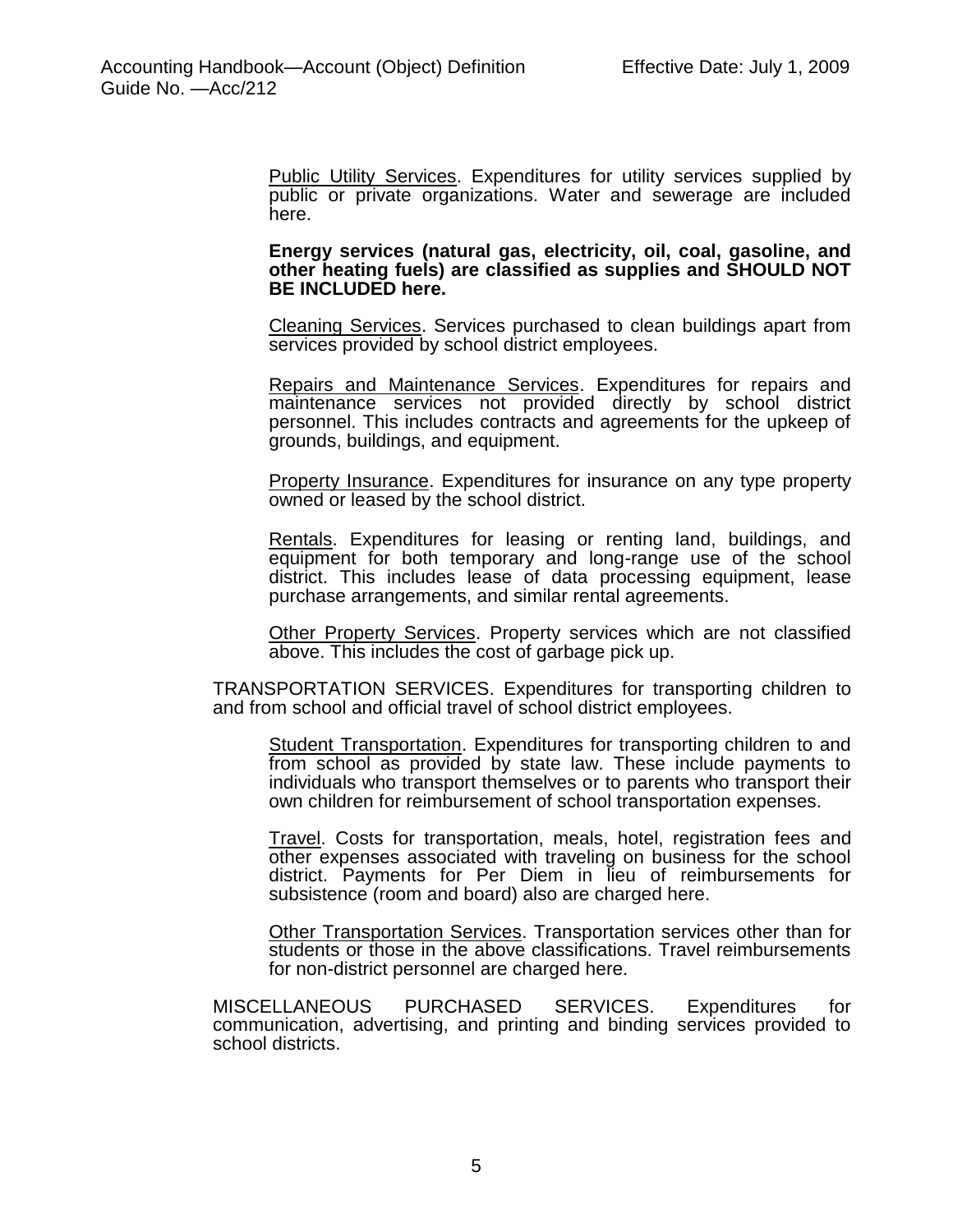Public Utility Services. Expenditures for utility services supplied by public or private organizations. Water and sewerage are included here.

**Energy services (natural gas, electricity, oil, coal, gasoline, and other heating fuels) are classified as supplies and SHOULD NOT BE INCLUDED here.**

Cleaning Services. Services purchased to clean buildings apart from services provided by school district employees.

Repairs and Maintenance Services. Expenditures for repairs and maintenance services not provided directly by school district personnel. This includes contracts and agreements for the upkeep of grounds, buildings, and equipment.

Property Insurance. Expenditures for insurance on any type property owned or leased by the school district.

Rentals. Expenditures for leasing or renting land, buildings, and equipment for both temporary and long-range use of the school district. This includes lease of data processing equipment, lease purchase arrangements, and similar rental agreements.

Other Property Services. Property services which are not classified above. This includes the cost of garbage pick up.

TRANSPORTATION SERVICES. Expenditures for transporting children to and from school and official travel of school district employees.

Student Transportation. Expenditures for transporting children to and from school as provided by state law. These include payments to individuals who transport themselves or to parents who transport their own children for reimbursement of school transportation expenses.

Travel. Costs for transportation, meals, hotel, registration fees and other expenses associated with traveling on business for the school district. Payments for Per Diem in lieu of reimbursements for subsistence (room and board) also are charged here.

Other Transportation Services. Transportation services other than for students or those in the above classifications. Travel reimbursements for non-district personnel are charged here.

MISCELLANEOUS PURCHASED SERVICES. Expenditures for communication, advertising, and printing and binding services provided to school districts.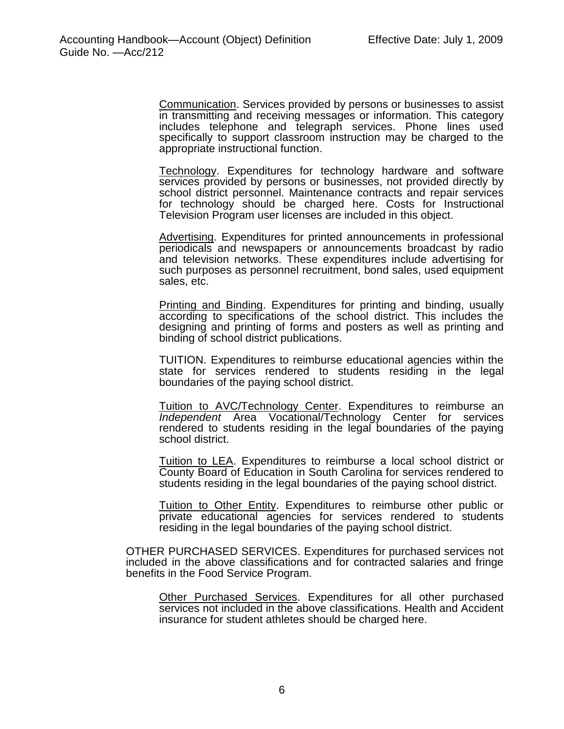Communication. Services provided by persons or businesses to assist in transmitting and receiving messages or information. This category includes telephone and telegraph services. Phone lines used specifically to support classroom instruction may be charged to the appropriate instructional function.

Technology. Expenditures for technology hardware and software services provided by persons or businesses, not provided directly by school district personnel. Maintenance contracts and repair services for technology should be charged here. Costs for Instructional Television Program user licenses are included in this object.

Advertising. Expenditures for printed announcements in professional periodicals and newspapers or announcements broadcast by radio and television networks. These expenditures include advertising for such purposes as personnel recruitment, bond sales, used equipment sales, etc.

Printing and Binding. Expenditures for printing and binding, usually according to specifications of the school district. This includes the designing and printing of forms and posters as well as printing and binding of school district publications.

TUITION. Expenditures to reimburse educational agencies within the state for services rendered to students residing in the legal boundaries of the paying school district.

Tuition to AVC/Technology Center. Expenditures to reimburse an *Independent* Area Vocational/Technology Center for services rendered to students residing in the legal boundaries of the paying school district.

Tuition to LEA. Expenditures to reimburse a local school district or County Board of Education in South Carolina for services rendered to students residing in the legal boundaries of the paying school district.

Tuition to Other Entity. Expenditures to reimburse other public or private educational agencies for services rendered to students residing in the legal boundaries of the paying school district.

OTHER PURCHASED SERVICES. Expenditures for purchased services not included in the above classifications and for contracted salaries and fringe benefits in the Food Service Program.

Other Purchased Services. Expenditures for all other purchased services not included in the above classifications. Health and Accident insurance for student athletes should be charged here.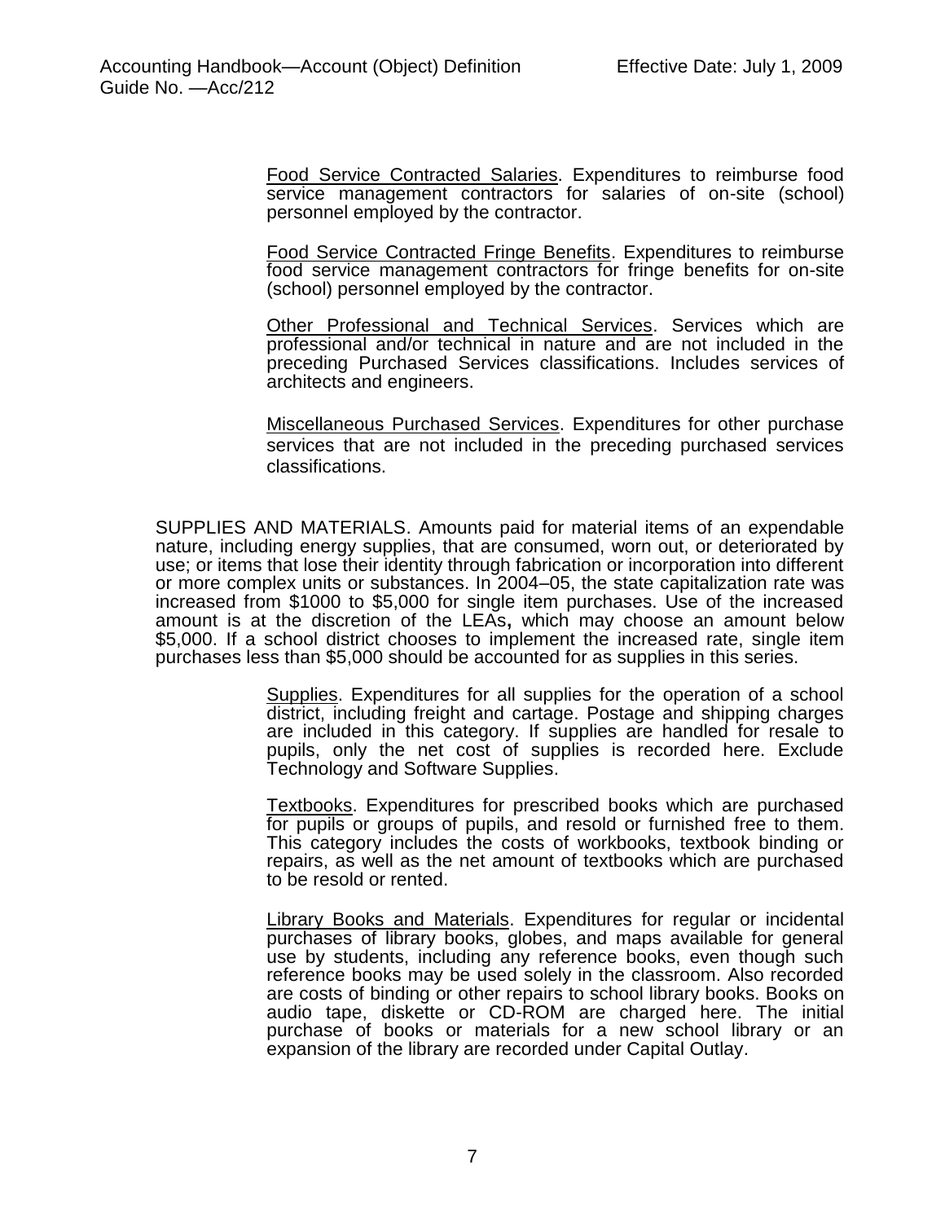Food Service Contracted Salaries. Expenditures to reimburse food service management contractors for salaries of on-site (school) personnel employed by the contractor.

Food Service Contracted Fringe Benefits. Expenditures to reimburse food service management contractors for fringe benefits for on-site (school) personnel employed by the contractor.

Other Professional and Technical Services. Services which are professional and/or technical in nature and are not included in the preceding Purchased Services classifications. Includes services of architects and engineers.

Miscellaneous Purchased Services. Expenditures for other purchase services that are not included in the preceding purchased services classifications.

SUPPLIES AND MATERIALS. Amounts paid for material items of an expendable nature, including energy supplies, that are consumed, worn out, or deteriorated by use; or items that lose their identity through fabrication or incorporation into different or more complex units or substances. In 2004–05, the state capitalization rate was increased from $1000 to $5,000 for single item purchases. Use of the increased amount is at the discretion of the LEAs**,** which may choose an amount below $5,000. If a school district chooses to implement the increased rate, single item purchases less than $5,000 should be accounted for as supplies in this series.

Supplies. Expenditures for all supplies for the operation of a school district, including freight and cartage. Postage and shipping charges are included in this category. If supplies are handled for resale to pupils, only the net cost of supplies is recorded here. Exclude Technology and Software Supplies.

Textbooks. Expenditures for prescribed books which are purchased for pupils or groups of pupils, and resold or furnished free to them. This category includes the costs of workbooks, textbook binding or repairs, as well as the net amount of textbooks which are purchased to be resold or rented.

Library Books and Materials. Expenditures for regular or incidental purchases of library books, globes, and maps available for general use by students, including any reference books, even though such reference books may be used solely in the classroom. Also recorded are costs of binding or other repairs to school library books. Books on audio tape, diskette or CD-ROM are charged here. The initial purchase of books or materials for a new school library or an expansion of the library are recorded under Capital Outlay.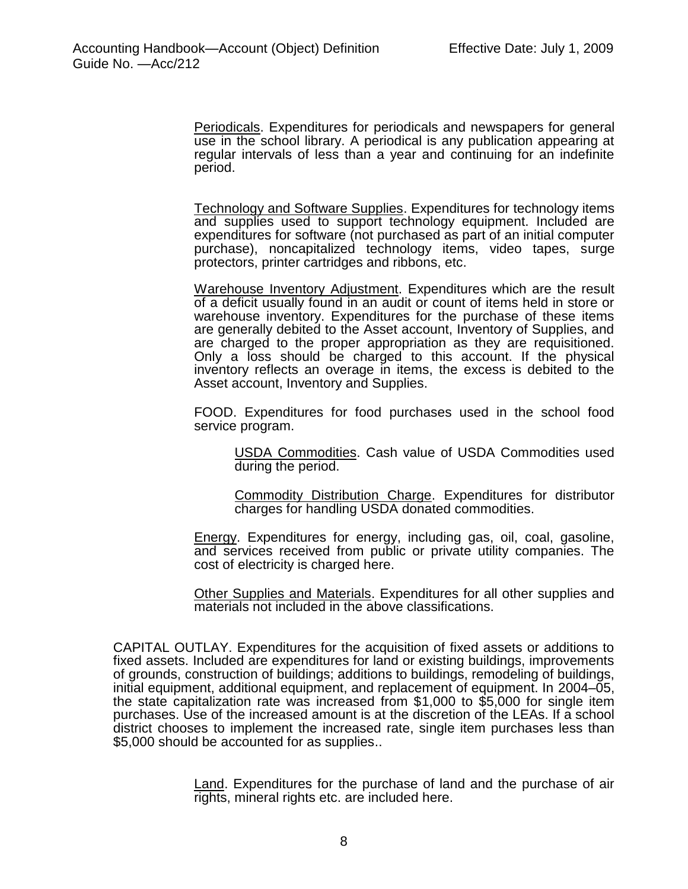Periodicals. Expenditures for periodicals and newspapers for general use in the school library. A periodical is any publication appearing at regular intervals of less than a year and continuing for an indefinite period.

Technology and Software Supplies. Expenditures for technology items and supplies used to support technology equipment. Included are expenditures for software (not purchased as part of an initial computer purchase), noncapitalized technology items, video tapes, surge protectors, printer cartridges and ribbons, etc.

Warehouse Inventory Adjustment. Expenditures which are the result of a deficit usually found in an audit or count of items held in store or warehouse inventory. Expenditures for the purchase of these items are generally debited to the Asset account, Inventory of Supplies, and are charged to the proper appropriation as they are requisitioned. Only a loss should be charged to this account. If the physical inventory reflects an overage in items, the excess is debited to the Asset account, Inventory and Supplies.

FOOD. Expenditures for food purchases used in the school food service program.

USDA Commodities. Cash value of USDA Commodities used during the period.

Commodity Distribution Charge. Expenditures for distributor charges for handling USDA donated commodities.

Energy. Expenditures for energy, including gas, oil, coal, gasoline, and services received from public or private utility companies. The cost of electricity is charged here.

Other Supplies and Materials. Expenditures for all other supplies and materials not included in the above classifications.

CAPITAL OUTLAY. Expenditures for the acquisition of fixed assets or additions to fixed assets. Included are expenditures for land or existing buildings, improvements of grounds, construction of buildings; additions to buildings, remodeling of buildings, initial equipment, additional equipment, and replacement of equipment. In 2004–05, the state capitalization rate was increased from $1,000 to $5,000 for single item purchases. Use of the increased amount is at the discretion of the LEAs. If a school district chooses to implement the increased rate, single item purchases less than $5,000 should be accounted for as supplies..

Land. Expenditures for the purchase of land and the purchase of air rights, mineral rights etc. are included here.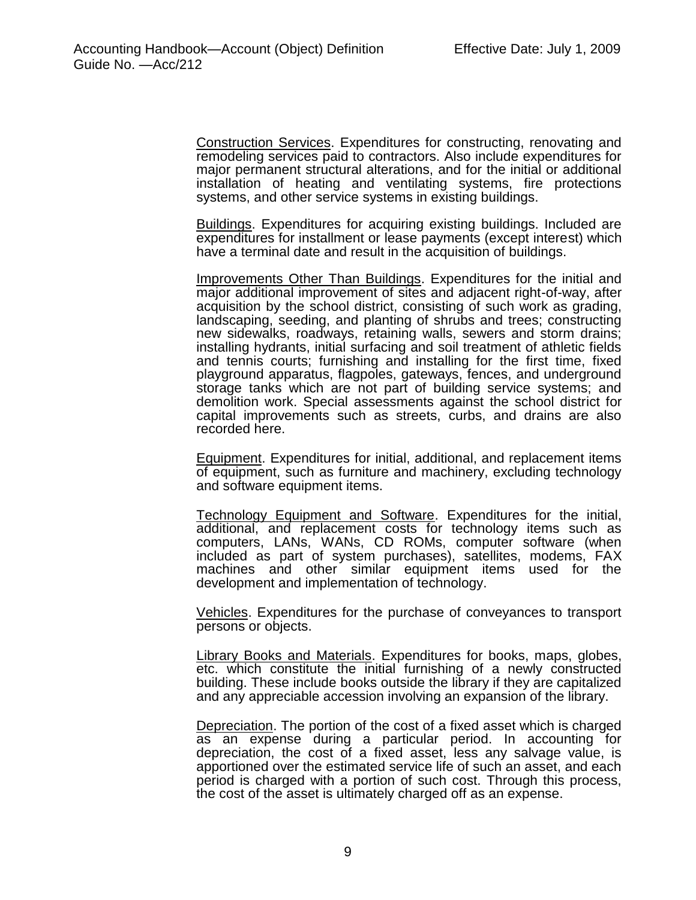Construction Services. Expenditures for constructing, renovating and remodeling services paid to contractors. Also include expenditures for major permanent structural alterations, and for the initial or additional installation of heating and ventilating systems, fire protections systems, and other service systems in existing buildings.

Buildings. Expenditures for acquiring existing buildings. Included are expenditures for installment or lease payments (except interest) which have a terminal date and result in the acquisition of buildings.

Improvements Other Than Buildings. Expenditures for the initial and major additional improvement of sites and adjacent right-of-way, after acquisition by the school district, consisting of such work as grading, landscaping, seeding, and planting of shrubs and trees; constructing new sidewalks, roadways, retaining walls, sewers and storm drains; installing hydrants, initial surfacing and soil treatment of athletic fields and tennis courts; furnishing and installing for the first time, fixed playground apparatus, flagpoles, gateways, fences, and underground storage tanks which are not part of building service systems; and demolition work. Special assessments against the school district for capital improvements such as streets, curbs, and drains are also recorded here.

Equipment. Expenditures for initial, additional, and replacement items of equipment, such as furniture and machinery, excluding technology and software equipment items.

Technology Equipment and Software. Expenditures for the initial, additional, and replacement costs for technology items such as computers, LANs, WANs, CD ROMs, computer software (when included as part of system purchases), satellites, modems, FAX machines and other similar equipment items used for the development and implementation of technology.

Vehicles. Expenditures for the purchase of conveyances to transport persons or objects.

Library Books and Materials. Expenditures for books, maps, globes, etc. which constitute the initial furnishing of a newly constructed building. These include books outside the library if they are capitalized and any appreciable accession involving an expansion of the library.

Depreciation. The portion of the cost of a fixed asset which is charged as an expense during a particular period. In accounting for depreciation, the cost of a fixed asset, less any salvage value, is apportioned over the estimated service life of such an asset, and each period is charged with a portion of such cost. Through this process, the cost of the asset is ultimately charged off as an expense.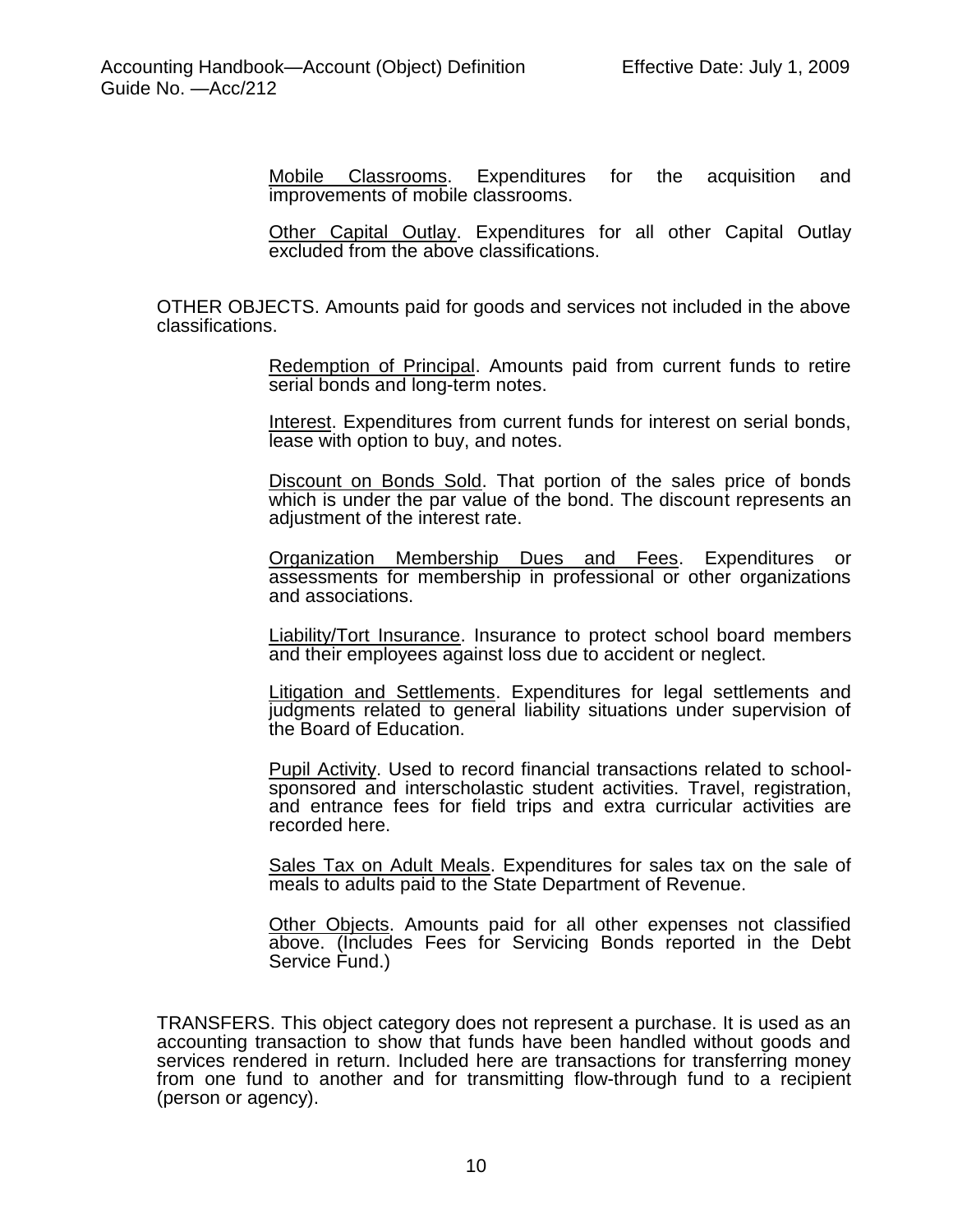<u>Mobile Classrooms</u>. Expenditures for the acquisition and improvements of mobile classrooms.

<u>Other Capital Outlay</u>. Expenditures for all other Capital Outlay excluded from the above classifications.

OTHER OBJECTS. Amounts paid for goods and services not included in the above classifications.

<u>Redemption of Principal</u>. Amounts paid from current funds to retire serial bonds and long-term notes.

<u>Interest</u>. Expenditures from current funds for interest on serial bonds, lease with option to buy, and notes.

<u>Discount on Bonds Sold</u>. That portion of the sales price of bonds which is under the par value of the bond. The discount represents an adjustment of the interest rate.

<u>Organization Membership Dues and Fees</u>. Expenditures or assessments for membership in professional or other organizations and associations.

<u>Liability/Tort Insurance</u>. Insurance to protect school board members and their employees against loss due to accident or neglect.

<u>Litigation and Settlements</u>. Expenditures for legal settlements and judgments related to general liability situations under supervision of the Board of Education.

<u>Pupil Activity</u>. Used to record financial transactions related to school-sponsored and interscholastic student activities. Travel, registration, and entrance fees for field trips and extra curricular activities are recorded here.

<u>Sales Tax on Adult Meals</u>. Expenditures for sales tax on the sale of meals to adults paid to the State Department of Revenue.

<u>Other Objects</u>. Amounts paid for all other expenses not classified above. (Includes Fees for Servicing Bonds reported in the Debt Service Fund.)

TRANSFERS. This object category does not represent a purchase. It is used as an accounting transaction to show that funds have been handled without goods and services rendered in return. Included here are transactions for transferring money from one fund to another and for transmitting flow-through fund to a recipient (person or agency).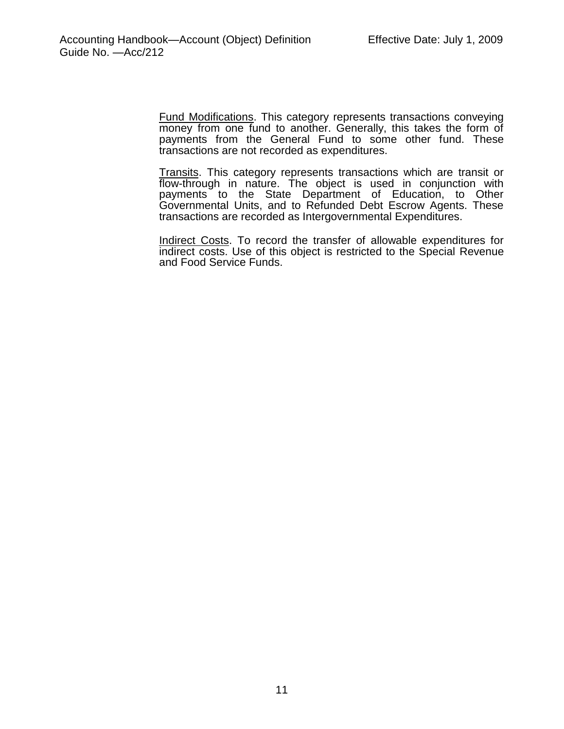<u>Fund Modifications</u>. This category represents transactions conveying money from one fund to another. Generally, this takes the form of payments from the General Fund to some other fund. These transactions are not recorded as expenditures.

<u>Transits</u>. This category represents transactions which are transit or flow-through in nature. The object is used in conjunction with payments to the State Department of Education, to Other Governmental Units, and to Refunded Debt Escrow Agents. These transactions are recorded as Intergovernmental Expenditures.

<u>Indirect Costs</u>. To record the transfer of allowable expenditures for indirect costs. Use of this object is restricted to the Special Revenue and Food Service Funds.